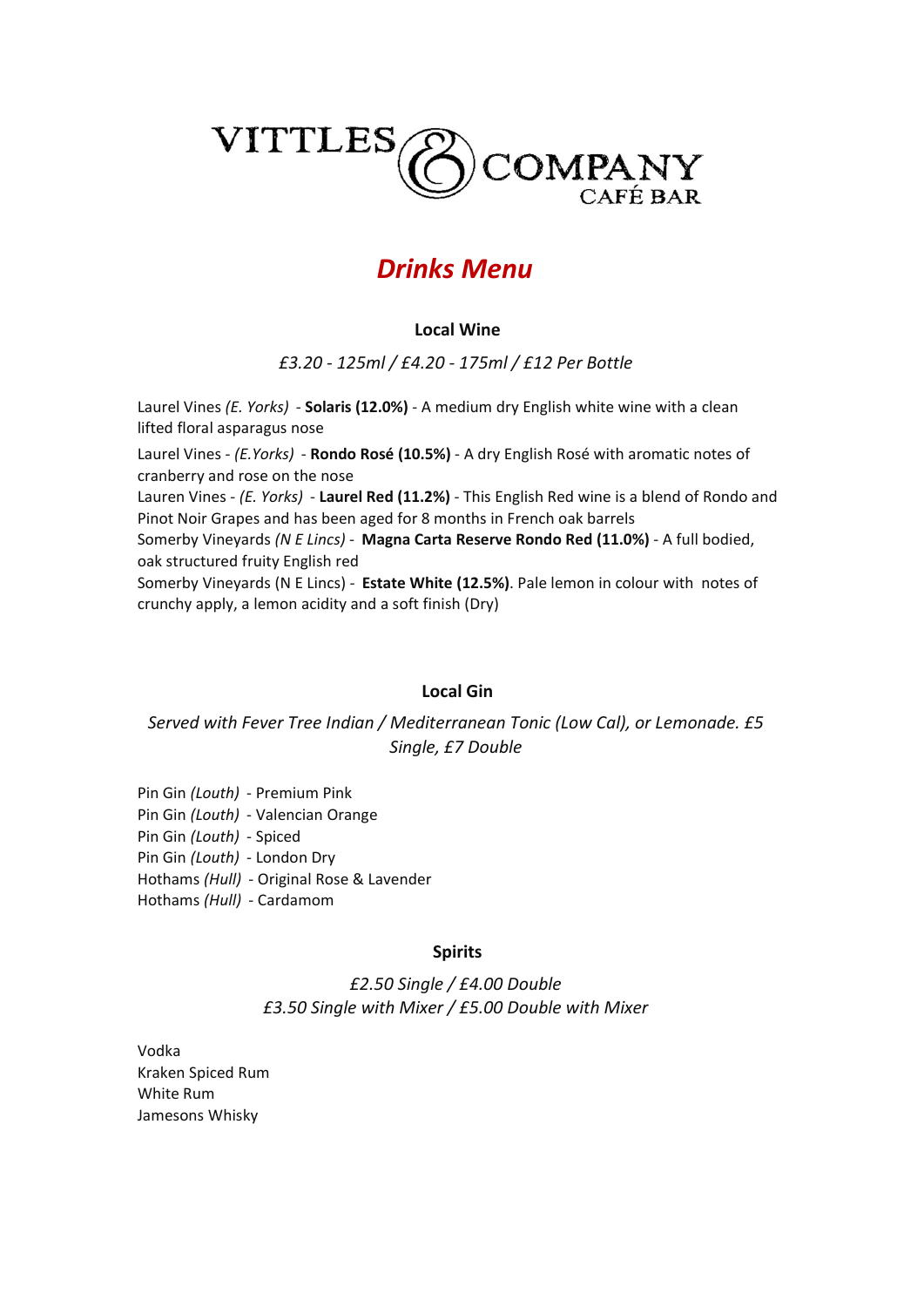# VITTLES & COMPANY
CAFÉ BAR

## *Drinks Menu*

### Local Wine

*£3.20 - 125ml / £4.20 - 175ml / £12 Per Bottle*

Laurel Vines *(E. Yorks)* - **Solaris (12.0%)** - A medium dry English white wine with a clean lifted floral asparagus nose

Laurel Vines - *(E.Yorks)* - **Rondo Rosé (10.5%)** - A dry English Rosé with aromatic notes of cranberry and rose on the nose

Lauren Vines - *(E. Yorks)* - **Laurel Red (11.2%)** - This English Red wine is a blend of Rondo and Pinot Noir Grapes and has been aged for 8 months in French oak barrels

Somerby Vineyards *(N E Lincs)* - **Magna Carta Reserve Rondo Red (11.0%)** - A full bodied, oak structured fruity English red

Somerby Vineyards (N E Lincs) - **Estate White (12.5%)**. Pale lemon in colour with notes of crunchy apply, a lemon acidity and a soft finish (Dry)

### Local Gin

*Served with Fever Tree Indian / Mediterranean Tonic (Low Cal), or Lemonade. £5 Single, £7 Double*

Pin Gin *(Louth)* - Premium Pink
Pin Gin *(Louth)* - Valencian Orange
Pin Gin *(Louth)* - Spiced
Pin Gin *(Louth)* - London Dry
Hothams *(Hull)* - Original Rose & Lavender
Hothams *(Hull)* - Cardamom

### Spirits

*£2.50 Single / £4.00 Double*
*£3.50 Single with Mixer / £5.00 Double with Mixer*

Vodka
Kraken Spiced Rum
White Rum
Jamesons Whisky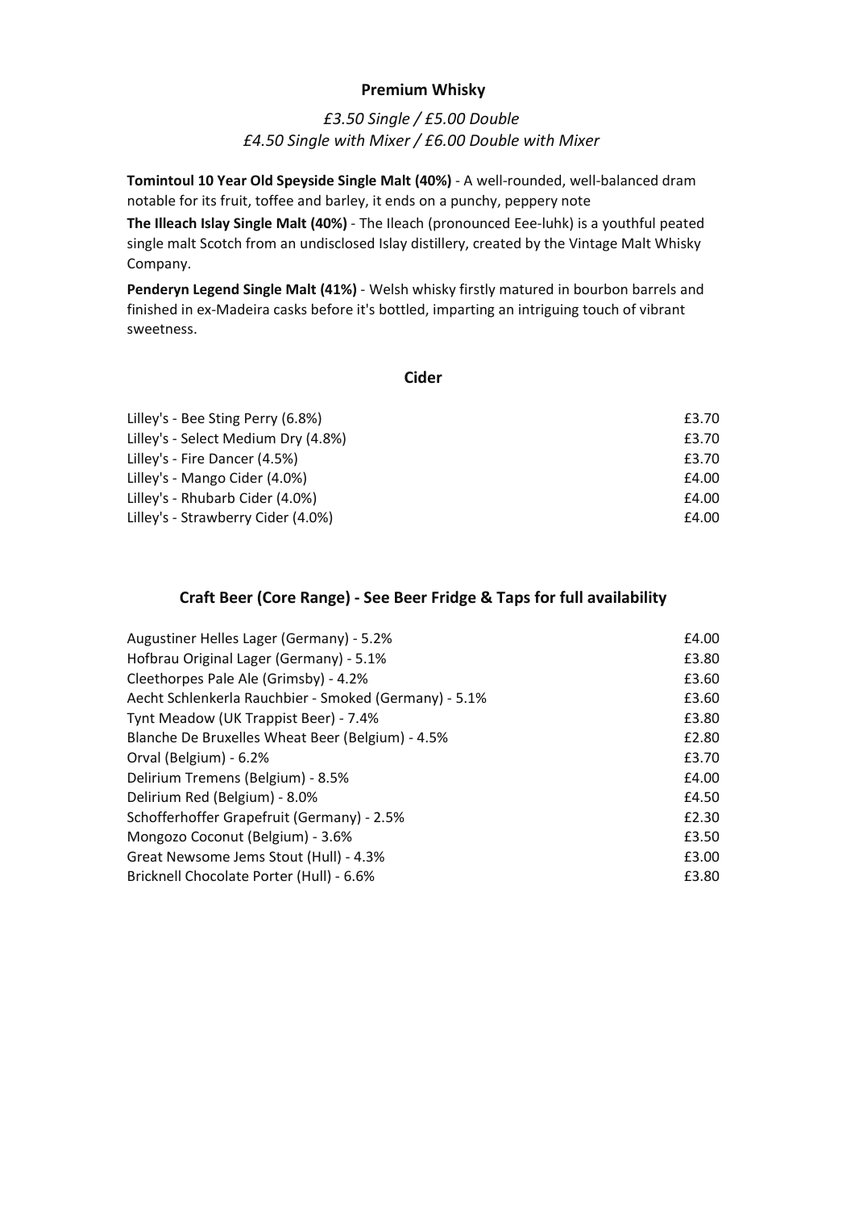## Premium Whisky

*£3.50 Single / £5.00 Double*
*£4.50 Single with Mixer / £6.00 Double with Mixer*

**Tomintoul 10 Year Old Speyside Single Malt (40%)** - A well-rounded, well-balanced dram notable for its fruit, toffee and barley, it ends on a punchy, peppery note

**The Illeach Islay Single Malt (40%)** - The Ileach (pronounced Eee-luhk) is a youthful peated single malt Scotch from an undisclosed Islay distillery, created by the Vintage Malt Whisky Company.

**Penderyn Legend Single Malt (41%)** - Welsh whisky firstly matured in bourbon barrels and finished in ex-Madeira casks before it's bottled, imparting an intriguing touch of vibrant sweetness.

## Cider

| | |
|---|---|
| Lilley's - Bee Sting Perry (6.8%) | £3.70 |
| Lilley's - Select Medium Dry (4.8%) | £3.70 |
| Lilley's - Fire Dancer (4.5%) | £3.70 |
| Lilley's - Mango Cider (4.0%) | £4.00 |
| Lilley's - Rhubarb Cider (4.0%) | £4.00 |
| Lilley's - Strawberry Cider (4.0%) | £4.00 |

## Craft Beer (Core Range) - See Beer Fridge & Taps for full availability

| | |
|---|---|
| Augustiner Helles Lager (Germany) - 5.2% | £4.00 |
| Hofbrau Original Lager (Germany) - 5.1% | £3.80 |
| Cleethorpes Pale Ale (Grimsby) - 4.2% | £3.60 |
| Aecht Schlenkerla Rauchbier - Smoked (Germany) - 5.1% | £3.60 |
| Tynt Meadow (UK Trappist Beer) - 7.4% | £3.80 |
| Blanche De Bruxelles Wheat Beer (Belgium) - 4.5% | £2.80 |
| Orval (Belgium) - 6.2% | £3.70 |
| Delirium Tremens (Belgium) - 8.5% | £4.00 |
| Delirium Red (Belgium) - 8.0% | £4.50 |
| Schofferhoffer Grapefruit (Germany) - 2.5% | £2.30 |
| Mongozo Coconut (Belgium) - 3.6% | £3.50 |
| Great Newsome Jems Stout (Hull) - 4.3% | £3.00 |
| Bricknell Chocolate Porter (Hull) - 6.6% | £3.80 |